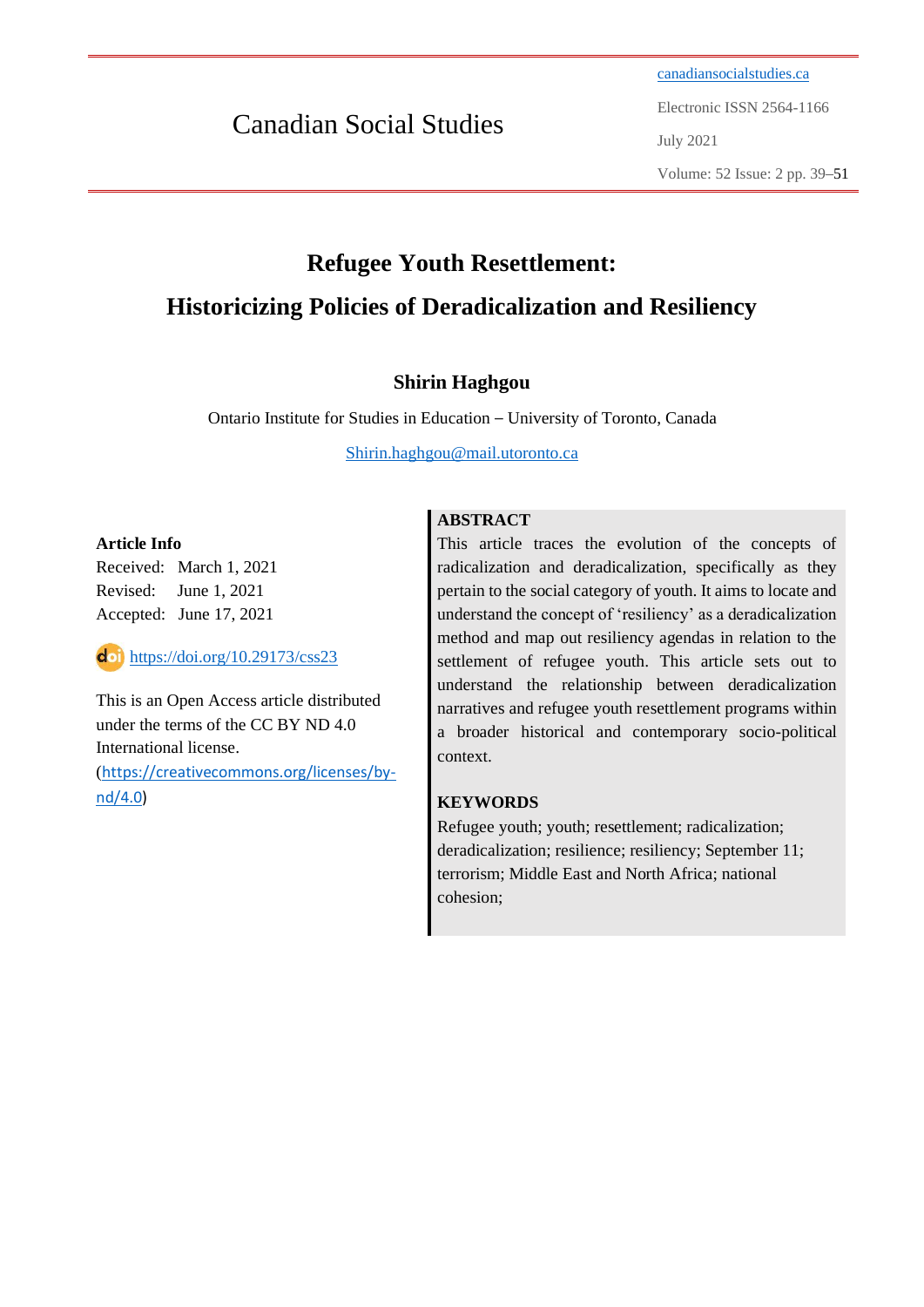Canadian Social Studies

canadiansocialstudies.ca

Electronic ISSN 2564-1166

July 2021

Volume: 52 Issue: 2 pp. 39–51

# Refugee Youth Resettlement: Historicizing Policies of Deradicalization and Resiliency

**Shirin Haghgou**

Ontario Institute for Studies in Education – University of Toronto, Canada

Shirin.haghgou@mail.utoronto.ca

**Article Info**

Received: March 1, 2021
Revised: June 1, 2021
Accepted: June 17, 2021

https://doi.org/10.29173/css23

This is an Open Access article distributed under the terms of the CC BY ND 4.0 International license. (https://creativecommons.org/licenses/by-nd/4.0)

**ABSTRACT**

This article traces the evolution of the concepts of radicalization and deradicalization, specifically as they pertain to the social category of youth. It aims to locate and understand the concept of 'resiliency' as a deradicalization method and map out resiliency agendas in relation to the settlement of refugee youth. This article sets out to understand the relationship between deradicalization narratives and refugee youth resettlement programs within a broader historical and contemporary socio-political context.

**KEYWORDS**

Refugee youth; youth; resettlement; radicalization; deradicalization; resilience; resiliency; September 11; terrorism; Middle East and North Africa; national cohesion;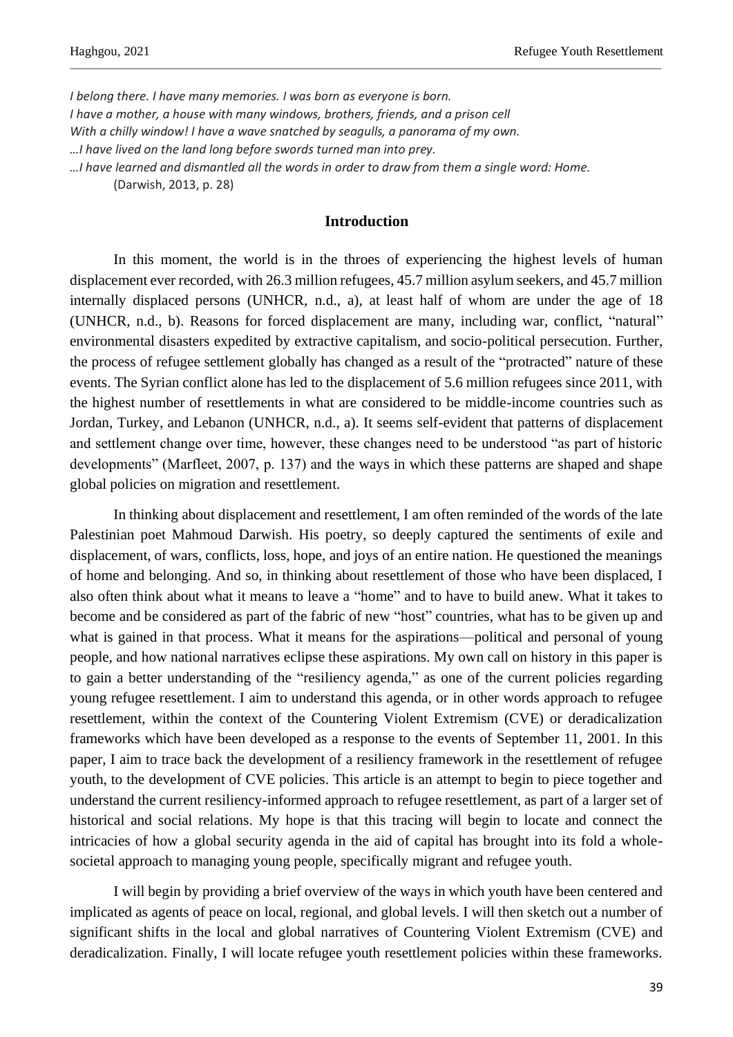*I belong there. I have many memories. I was born as everyone is born.*
*I have a mother, a house with many windows, brothers, friends, and a prison cell*
*With a chilly window! I have a wave snatched by seagulls, a panorama of my own.*
*…I have lived on the land long before swords turned man into prey.*
*…I have learned and dismantled all the words in order to draw from them a single word: Home.*
(Darwish, 2013, p. 28)

## Introduction

In this moment, the world is in the throes of experiencing the highest levels of human displacement ever recorded, with 26.3 million refugees, 45.7 million asylum seekers, and 45.7 million internally displaced persons (UNHCR, n.d., a), at least half of whom are under the age of 18 (UNHCR, n.d., b). Reasons for forced displacement are many, including war, conflict, "natural" environmental disasters expedited by extractive capitalism, and socio-political persecution. Further, the process of refugee settlement globally has changed as a result of the "protracted" nature of these events. The Syrian conflict alone has led to the displacement of 5.6 million refugees since 2011, with the highest number of resettlements in what are considered to be middle-income countries such as Jordan, Turkey, and Lebanon (UNHCR, n.d., a). It seems self-evident that patterns of displacement and settlement change over time, however, these changes need to be understood "as part of historic developments" (Marfleet, 2007, p. 137) and the ways in which these patterns are shaped and shape global policies on migration and resettlement.

In thinking about displacement and resettlement, I am often reminded of the words of the late Palestinian poet Mahmoud Darwish. His poetry, so deeply captured the sentiments of exile and displacement, of wars, conflicts, loss, hope, and joys of an entire nation. He questioned the meanings of home and belonging. And so, in thinking about resettlement of those who have been displaced, I also often think about what it means to leave a "home" and to have to build anew. What it takes to become and be considered as part of the fabric of new "host" countries, what has to be given up and what is gained in that process. What it means for the aspirations—political and personal of young people, and how national narratives eclipse these aspirations. My own call on history in this paper is to gain a better understanding of the "resiliency agenda," as one of the current policies regarding young refugee resettlement. I aim to understand this agenda, or in other words approach to refugee resettlement, within the context of the Countering Violent Extremism (CVE) or deradicalization frameworks which have been developed as a response to the events of September 11, 2001. In this paper, I aim to trace back the development of a resiliency framework in the resettlement of refugee youth, to the development of CVE policies. This article is an attempt to begin to piece together and understand the current resiliency-informed approach to refugee resettlement, as part of a larger set of historical and social relations. My hope is that this tracing will begin to locate and connect the intricacies of how a global security agenda in the aid of capital has brought into its fold a whole-societal approach to managing young people, specifically migrant and refugee youth.

I will begin by providing a brief overview of the ways in which youth have been centered and implicated as agents of peace on local, regional, and global levels. I will then sketch out a number of significant shifts in the local and global narratives of Countering Violent Extremism (CVE) and deradicalization. Finally, I will locate refugee youth resettlement policies within these frameworks.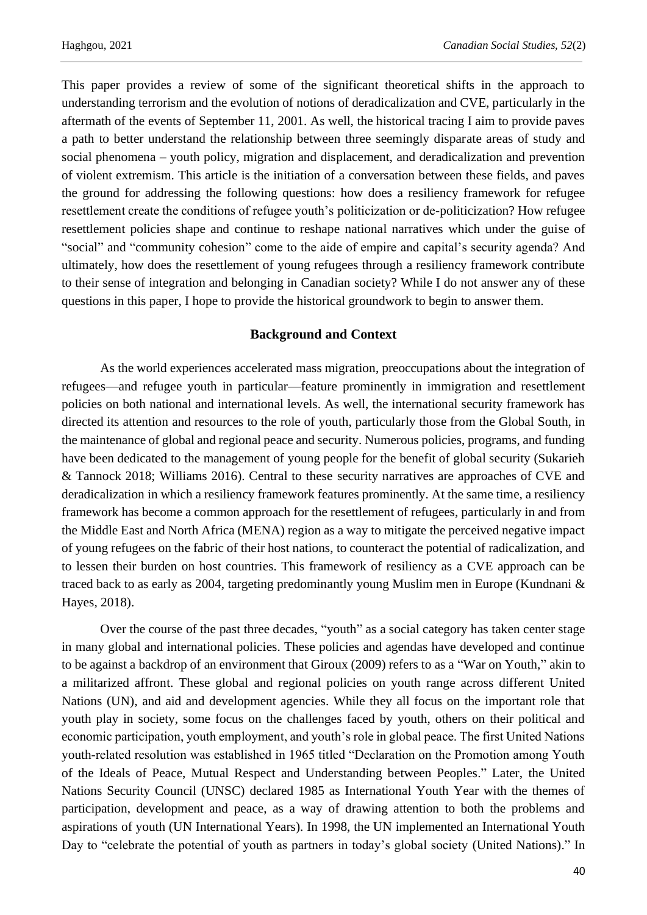This paper provides a review of some of the significant theoretical shifts in the approach to understanding terrorism and the evolution of notions of deradicalization and CVE, particularly in the aftermath of the events of September 11, 2001. As well, the historical tracing I aim to provide paves a path to better understand the relationship between three seemingly disparate areas of study and social phenomena – youth policy, migration and displacement, and deradicalization and prevention of violent extremism. This article is the initiation of a conversation between these fields, and paves the ground for addressing the following questions: how does a resiliency framework for refugee resettlement create the conditions of refugee youth's politicization or de-politicization? How refugee resettlement policies shape and continue to reshape national narratives which under the guise of "social" and "community cohesion" come to the aide of empire and capital's security agenda? And ultimately, how does the resettlement of young refugees through a resiliency framework contribute to their sense of integration and belonging in Canadian society? While I do not answer any of these questions in this paper, I hope to provide the historical groundwork to begin to answer them.

## Background and Context

As the world experiences accelerated mass migration, preoccupations about the integration of refugees—and refugee youth in particular—feature prominently in immigration and resettlement policies on both national and international levels. As well, the international security framework has directed its attention and resources to the role of youth, particularly those from the Global South, in the maintenance of global and regional peace and security. Numerous policies, programs, and funding have been dedicated to the management of young people for the benefit of global security (Sukarieh & Tannock 2018; Williams 2016). Central to these security narratives are approaches of CVE and deradicalization in which a resiliency framework features prominently. At the same time, a resiliency framework has become a common approach for the resettlement of refugees, particularly in and from the Middle East and North Africa (MENA) region as a way to mitigate the perceived negative impact of young refugees on the fabric of their host nations, to counteract the potential of radicalization, and to lessen their burden on host countries. This framework of resiliency as a CVE approach can be traced back to as early as 2004, targeting predominantly young Muslim men in Europe (Kundnani & Hayes, 2018).

Over the course of the past three decades, "youth" as a social category has taken center stage in many global and international policies. These policies and agendas have developed and continue to be against a backdrop of an environment that Giroux (2009) refers to as a "War on Youth," akin to a militarized affront. These global and regional policies on youth range across different United Nations (UN), and aid and development agencies. While they all focus on the important role that youth play in society, some focus on the challenges faced by youth, others on their political and economic participation, youth employment, and youth's role in global peace. The first United Nations youth-related resolution was established in 1965 titled "Declaration on the Promotion among Youth of the Ideals of Peace, Mutual Respect and Understanding between Peoples." Later, the United Nations Security Council (UNSC) declared 1985 as International Youth Year with the themes of participation, development and peace, as a way of drawing attention to both the problems and aspirations of youth (UN International Years). In 1998, the UN implemented an International Youth Day to "celebrate the potential of youth as partners in today's global society (United Nations)." In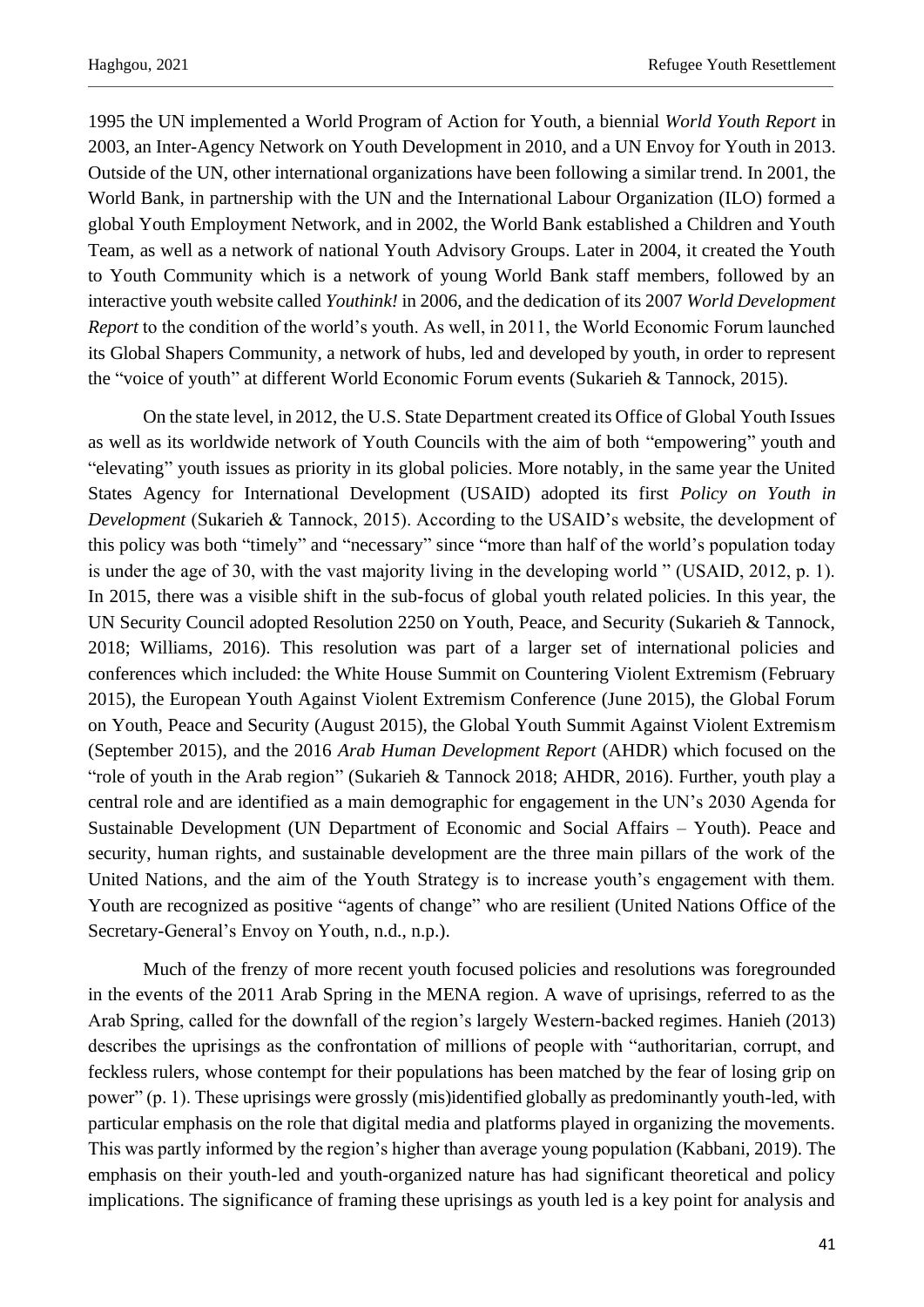1995 the UN implemented a World Program of Action for Youth, a biennial *World Youth Report* in 2003, an Inter-Agency Network on Youth Development in 2010, and a UN Envoy for Youth in 2013. Outside of the UN, other international organizations have been following a similar trend. In 2001, the World Bank, in partnership with the UN and the International Labour Organization (ILO) formed a global Youth Employment Network, and in 2002, the World Bank established a Children and Youth Team, as well as a network of national Youth Advisory Groups. Later in 2004, it created the Youth to Youth Community which is a network of young World Bank staff members, followed by an interactive youth website called *Youthink!* in 2006, and the dedication of its 2007 *World Development Report* to the condition of the world's youth. As well, in 2011, the World Economic Forum launched its Global Shapers Community, a network of hubs, led and developed by youth, in order to represent the "voice of youth" at different World Economic Forum events (Sukarieh & Tannock, 2015).

On the state level, in 2012, the U.S. State Department created its Office of Global Youth Issues as well as its worldwide network of Youth Councils with the aim of both "empowering" youth and "elevating" youth issues as priority in its global policies. More notably, in the same year the United States Agency for International Development (USAID) adopted its first *Policy on Youth in Development* (Sukarieh & Tannock, 2015). According to the USAID's website, the development of this policy was both "timely" and "necessary" since "more than half of the world's population today is under the age of 30, with the vast majority living in the developing world " (USAID, 2012, p. 1). In 2015, there was a visible shift in the sub-focus of global youth related policies. In this year, the UN Security Council adopted Resolution 2250 on Youth, Peace, and Security (Sukarieh & Tannock, 2018; Williams, 2016). This resolution was part of a larger set of international policies and conferences which included: the White House Summit on Countering Violent Extremism (February 2015), the European Youth Against Violent Extremism Conference (June 2015), the Global Forum on Youth, Peace and Security (August 2015), the Global Youth Summit Against Violent Extremism (September 2015), and the 2016 *Arab Human Development Report* (AHDR) which focused on the "role of youth in the Arab region" (Sukarieh & Tannock 2018; AHDR, 2016). Further, youth play a central role and are identified as a main demographic for engagement in the UN's 2030 Agenda for Sustainable Development (UN Department of Economic and Social Affairs – Youth). Peace and security, human rights, and sustainable development are the three main pillars of the work of the United Nations, and the aim of the Youth Strategy is to increase youth's engagement with them. Youth are recognized as positive "agents of change" who are resilient (United Nations Office of the Secretary-General's Envoy on Youth, n.d., n.p.).

Much of the frenzy of more recent youth focused policies and resolutions was foregrounded in the events of the 2011 Arab Spring in the MENA region. A wave of uprisings, referred to as the Arab Spring, called for the downfall of the region's largely Western-backed regimes. Hanieh (2013) describes the uprisings as the confrontation of millions of people with "authoritarian, corrupt, and feckless rulers, whose contempt for their populations has been matched by the fear of losing grip on power" (p. 1). These uprisings were grossly (mis)identified globally as predominantly youth-led, with particular emphasis on the role that digital media and platforms played in organizing the movements. This was partly informed by the region's higher than average young population (Kabbani, 2019). The emphasis on their youth-led and youth-organized nature has had significant theoretical and policy implications. The significance of framing these uprisings as youth led is a key point for analysis and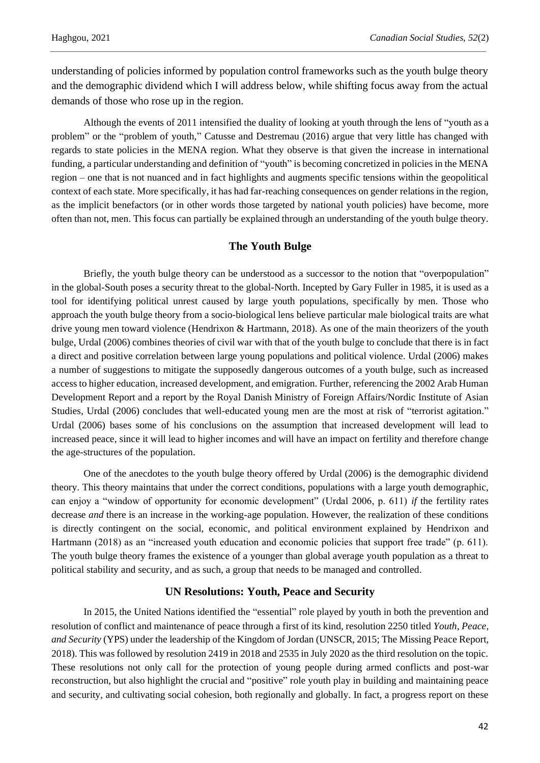understanding of policies informed by population control frameworks such as the youth bulge theory and the demographic dividend which I will address below, while shifting focus away from the actual demands of those who rose up in the region.

Although the events of 2011 intensified the duality of looking at youth through the lens of "youth as a problem" or the "problem of youth," Catusse and Destremau (2016) argue that very little has changed with regards to state policies in the MENA region. What they observe is that given the increase in international funding, a particular understanding and definition of "youth" is becoming concretized in policies in the MENA region – one that is not nuanced and in fact highlights and augments specific tensions within the geopolitical context of each state. More specifically, it has had far-reaching consequences on gender relations in the region, as the implicit benefactors (or in other words those targeted by national youth policies) have become, more often than not, men. This focus can partially be explained through an understanding of the youth bulge theory.

## The Youth Bulge

Briefly, the youth bulge theory can be understood as a successor to the notion that "overpopulation" in the global-South poses a security threat to the global-North. Incepted by Gary Fuller in 1985, it is used as a tool for identifying political unrest caused by large youth populations, specifically by men. Those who approach the youth bulge theory from a socio-biological lens believe particular male biological traits are what drive young men toward violence (Hendrixon & Hartmann, 2018). As one of the main theorizers of the youth bulge, Urdal (2006) combines theories of civil war with that of the youth bulge to conclude that there is in fact a direct and positive correlation between large young populations and political violence. Urdal (2006) makes a number of suggestions to mitigate the supposedly dangerous outcomes of a youth bulge, such as increased access to higher education, increased development, and emigration. Further, referencing the 2002 Arab Human Development Report and a report by the Royal Danish Ministry of Foreign Affairs/Nordic Institute of Asian Studies, Urdal (2006) concludes that well-educated young men are the most at risk of "terrorist agitation." Urdal (2006) bases some of his conclusions on the assumption that increased development will lead to increased peace, since it will lead to higher incomes and will have an impact on fertility and therefore change the age-structures of the population.

One of the anecdotes to the youth bulge theory offered by Urdal (2006) is the demographic dividend theory. This theory maintains that under the correct conditions, populations with a large youth demographic, can enjoy a "window of opportunity for economic development" (Urdal 2006, p. 611) *if* the fertility rates decrease *and* there is an increase in the working-age population. However, the realization of these conditions is directly contingent on the social, economic, and political environment explained by Hendrixon and Hartmann (2018) as an "increased youth education and economic policies that support free trade" (p. 611). The youth bulge theory frames the existence of a younger than global average youth population as a threat to political stability and security, and as such, a group that needs to be managed and controlled.

## UN Resolutions: Youth, Peace and Security

In 2015, the United Nations identified the "essential" role played by youth in both the prevention and resolution of conflict and maintenance of peace through a first of its kind, resolution 2250 titled *Youth, Peace, and Security* (YPS) under the leadership of the Kingdom of Jordan (UNSCR, 2015; The Missing Peace Report, 2018). This was followed by resolution 2419 in 2018 and 2535 in July 2020 as the third resolution on the topic. These resolutions not only call for the protection of young people during armed conflicts and post-war reconstruction, but also highlight the crucial and "positive" role youth play in building and maintaining peace and security, and cultivating social cohesion, both regionally and globally. In fact, a progress report on these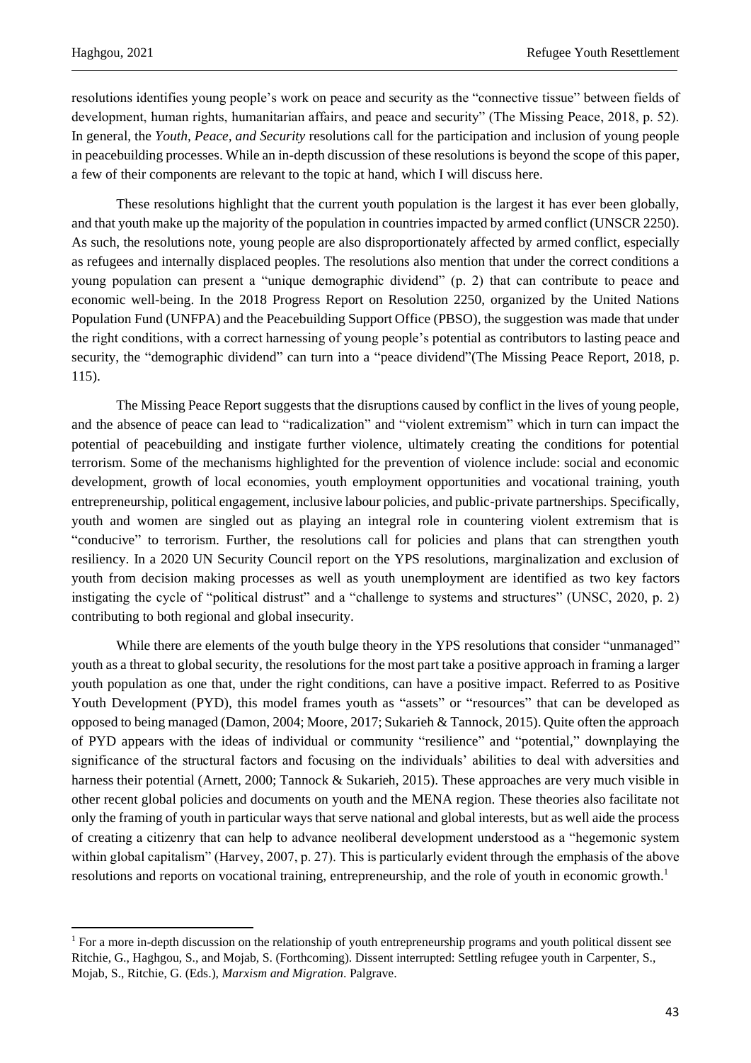resolutions identifies young people's work on peace and security as the "connective tissue" between fields of development, human rights, humanitarian affairs, and peace and security" (The Missing Peace, 2018, p. 52). In general, the *Youth, Peace, and Security* resolutions call for the participation and inclusion of young people in peacebuilding processes. While an in-depth discussion of these resolutions is beyond the scope of this paper, a few of their components are relevant to the topic at hand, which I will discuss here.

These resolutions highlight that the current youth population is the largest it has ever been globally, and that youth make up the majority of the population in countries impacted by armed conflict (UNSCR 2250). As such, the resolutions note, young people are also disproportionately affected by armed conflict, especially as refugees and internally displaced peoples. The resolutions also mention that under the correct conditions a young population can present a "unique demographic dividend" (p. 2) that can contribute to peace and economic well-being. In the 2018 Progress Report on Resolution 2250, organized by the United Nations Population Fund (UNFPA) and the Peacebuilding Support Office (PBSO), the suggestion was made that under the right conditions, with a correct harnessing of young people's potential as contributors to lasting peace and security, the "demographic dividend" can turn into a "peace dividend"(The Missing Peace Report, 2018, p. 115).

The Missing Peace Report suggests that the disruptions caused by conflict in the lives of young people, and the absence of peace can lead to "radicalization" and "violent extremism" which in turn can impact the potential of peacebuilding and instigate further violence, ultimately creating the conditions for potential terrorism. Some of the mechanisms highlighted for the prevention of violence include: social and economic development, growth of local economies, youth employment opportunities and vocational training, youth entrepreneurship, political engagement, inclusive labour policies, and public-private partnerships. Specifically, youth and women are singled out as playing an integral role in countering violent extremism that is "conducive" to terrorism. Further, the resolutions call for policies and plans that can strengthen youth resiliency. In a 2020 UN Security Council report on the YPS resolutions, marginalization and exclusion of youth from decision making processes as well as youth unemployment are identified as two key factors instigating the cycle of "political distrust" and a "challenge to systems and structures" (UNSC, 2020, p. 2) contributing to both regional and global insecurity.

While there are elements of the youth bulge theory in the YPS resolutions that consider "unmanaged" youth as a threat to global security, the resolutions for the most part take a positive approach in framing a larger youth population as one that, under the right conditions, can have a positive impact. Referred to as Positive Youth Development (PYD), this model frames youth as "assets" or "resources" that can be developed as opposed to being managed (Damon, 2004; Moore, 2017; Sukarieh & Tannock, 2015). Quite often the approach of PYD appears with the ideas of individual or community "resilience" and "potential," downplaying the significance of the structural factors and focusing on the individuals' abilities to deal with adversities and harness their potential (Arnett, 2000; Tannock & Sukarieh, 2015). These approaches are very much visible in other recent global policies and documents on youth and the MENA region. These theories also facilitate not only the framing of youth in particular ways that serve national and global interests, but as well aide the process of creating a citizenry that can help to advance neoliberal development understood as a "hegemonic system within global capitalism" (Harvey, 2007, p. 27). This is particularly evident through the emphasis of the above resolutions and reports on vocational training, entrepreneurship, and the role of youth in economic growth.[1]

[1] For a more in-depth discussion on the relationship of youth entrepreneurship programs and youth political dissent see Ritchie, G., Haghgou, S., and Mojab, S. (Forthcoming). Dissent interrupted: Settling refugee youth in Carpenter, S., Mojab, S., Ritchie, G. (Eds.), *Marxism and Migration*. Palgrave.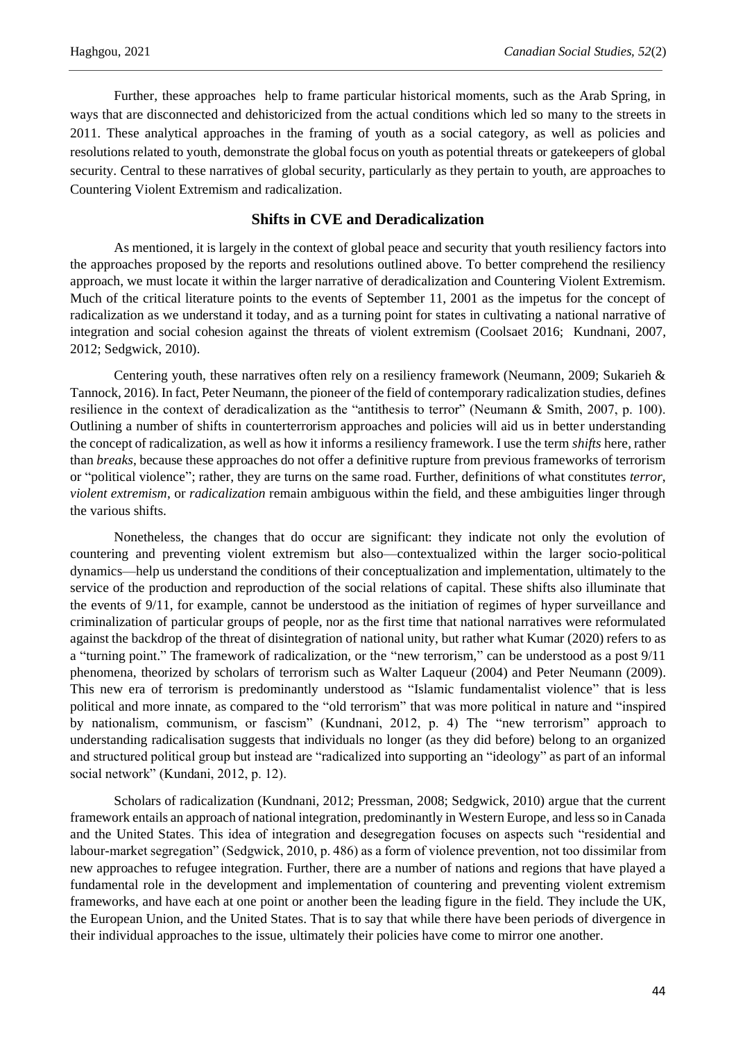Further, these approaches help to frame particular historical moments, such as the Arab Spring, in ways that are disconnected and dehistoricized from the actual conditions which led so many to the streets in 2011. These analytical approaches in the framing of youth as a social category, as well as policies and resolutions related to youth, demonstrate the global focus on youth as potential threats or gatekeepers of global security. Central to these narratives of global security, particularly as they pertain to youth, are approaches to Countering Violent Extremism and radicalization.

## Shifts in CVE and Deradicalization

As mentioned, it is largely in the context of global peace and security that youth resiliency factors into the approaches proposed by the reports and resolutions outlined above. To better comprehend the resiliency approach, we must locate it within the larger narrative of deradicalization and Countering Violent Extremism. Much of the critical literature points to the events of September 11, 2001 as the impetus for the concept of radicalization as we understand it today, and as a turning point for states in cultivating a national narrative of integration and social cohesion against the threats of violent extremism (Coolsaet 2016; Kundnani, 2007, 2012; Sedgwick, 2010).

Centering youth, these narratives often rely on a resiliency framework (Neumann, 2009; Sukarieh & Tannock, 2016). In fact, Peter Neumann, the pioneer of the field of contemporary radicalization studies, defines resilience in the context of deradicalization as the "antithesis to terror" (Neumann & Smith, 2007, p. 100). Outlining a number of shifts in counterterrorism approaches and policies will aid us in better understanding the concept of radicalization, as well as how it informs a resiliency framework. I use the term *shifts* here, rather than *breaks*, because these approaches do not offer a definitive rupture from previous frameworks of terrorism or "political violence"; rather, they are turns on the same road. Further, definitions of what constitutes *terror*, *violent extremism*, or *radicalization* remain ambiguous within the field, and these ambiguities linger through the various shifts.

Nonetheless, the changes that do occur are significant: they indicate not only the evolution of countering and preventing violent extremism but also—contextualized within the larger socio-political dynamics—help us understand the conditions of their conceptualization and implementation, ultimately to the service of the production and reproduction of the social relations of capital. These shifts also illuminate that the events of 9/11, for example, cannot be understood as the initiation of regimes of hyper surveillance and criminalization of particular groups of people, nor as the first time that national narratives were reformulated against the backdrop of the threat of disintegration of national unity, but rather what Kumar (2020) refers to as a "turning point." The framework of radicalization, or the "new terrorism," can be understood as a post 9/11 phenomena, theorized by scholars of terrorism such as Walter Laqueur (2004) and Peter Neumann (2009). This new era of terrorism is predominantly understood as "Islamic fundamentalist violence" that is less political and more innate, as compared to the "old terrorism" that was more political in nature and "inspired by nationalism, communism, or fascism" (Kundnani, 2012, p. 4) The "new terrorism" approach to understanding radicalisation suggests that individuals no longer (as they did before) belong to an organized and structured political group but instead are "radicalized into supporting an "ideology" as part of an informal social network" (Kundani, 2012, p. 12).

Scholars of radicalization (Kundnani, 2012; Pressman, 2008; Sedgwick, 2010) argue that the current framework entails an approach of national integration, predominantly in Western Europe, and less so in Canada and the United States. This idea of integration and desegregation focuses on aspects such "residential and labour-market segregation" (Sedgwick, 2010, p. 486) as a form of violence prevention, not too dissimilar from new approaches to refugee integration. Further, there are a number of nations and regions that have played a fundamental role in the development and implementation of countering and preventing violent extremism frameworks, and have each at one point or another been the leading figure in the field. They include the UK, the European Union, and the United States. That is to say that while there have been periods of divergence in their individual approaches to the issue, ultimately their policies have come to mirror one another.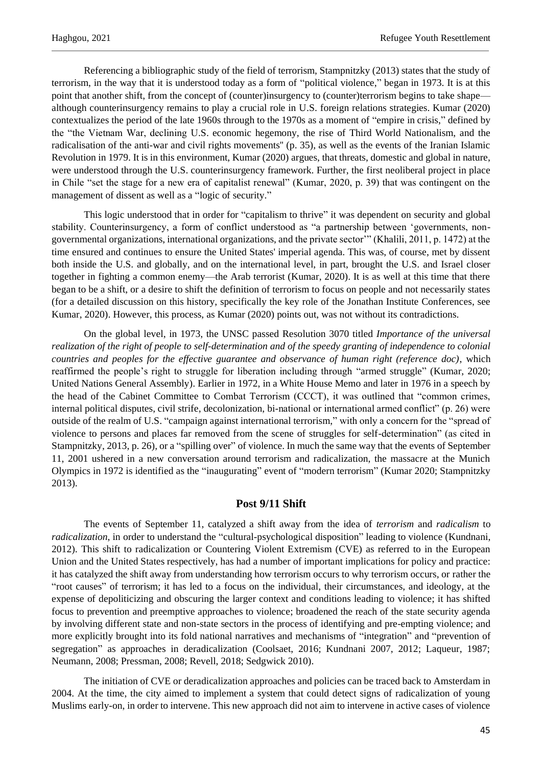Referencing a bibliographic study of the field of terrorism, Stampnitzky (2013) states that the study of terrorism, in the way that it is understood today as a form of "political violence," began in 1973. It is at this point that another shift, from the concept of (counter)insurgency to (counter)terrorism begins to take shape—although counterinsurgency remains to play a crucial role in U.S. foreign relations strategies. Kumar (2020) contextualizes the period of the late 1960s through to the 1970s as a moment of "empire in crisis," defined by the "the Vietnam War, declining U.S. economic hegemony, the rise of Third World Nationalism, and the radicalisation of the anti-war and civil rights movements" (p. 35), as well as the events of the Iranian Islamic Revolution in 1979. It is in this environment, Kumar (2020) argues, that threats, domestic and global in nature, were understood through the U.S. counterinsurgency framework. Further, the first neoliberal project in place in Chile "set the stage for a new era of capitalist renewal" (Kumar, 2020, p. 39) that was contingent on the management of dissent as well as a "logic of security."

This logic understood that in order for "capitalism to thrive" it was dependent on security and global stability. Counterinsurgency, a form of conflict understood as "a partnership between 'governments, non-governmental organizations, international organizations, and the private sector'" (Khalili, 2011, p. 1472) at the time ensured and continues to ensure the United States' imperial agenda. This was, of course, met by dissent both inside the U.S. and globally, and on the international level, in part, brought the U.S. and Israel closer together in fighting a common enemy—the Arab terrorist (Kumar, 2020). It is as well at this time that there began to be a shift, or a desire to shift the definition of terrorism to focus on people and not necessarily states (for a detailed discussion on this history, specifically the key role of the Jonathan Institute Conferences, see Kumar, 2020). However, this process, as Kumar (2020) points out, was not without its contradictions.

On the global level, in 1973, the UNSC passed Resolution 3070 titled *Importance of the universal realization of the right of people to self-determination and of the speedy granting of independence to colonial countries and peoples for the effective guarantee and observance of human right (reference doc)*, which reaffirmed the people's right to struggle for liberation including through "armed struggle" (Kumar, 2020; United Nations General Assembly). Earlier in 1972, in a White House Memo and later in 1976 in a speech by the head of the Cabinet Committee to Combat Terrorism (CCCT), it was outlined that "common crimes, internal political disputes, civil strife, decolonization, bi-national or international armed conflict" (p. 26) were outside of the realm of U.S. "campaign against international terrorism," with only a concern for the "spread of violence to persons and places far removed from the scene of struggles for self-determination" (as cited in Stampnitzky, 2013, p. 26), or a "spilling over" of violence. In much the same way that the events of September 11, 2001 ushered in a new conversation around terrorism and radicalization, the massacre at the Munich Olympics in 1972 is identified as the "inaugurating" event of "modern terrorism" (Kumar 2020; Stampnitzky 2013).

## Post 9/11 Shift

The events of September 11, catalyzed a shift away from the idea of *terrorism* and *radicalism* to *radicalization*, in order to understand the "cultural-psychological disposition" leading to violence (Kundnani, 2012). This shift to radicalization or Countering Violent Extremism (CVE) as referred to in the European Union and the United States respectively, has had a number of important implications for policy and practice: it has catalyzed the shift away from understanding how terrorism occurs to why terrorism occurs, or rather the "root causes" of terrorism; it has led to a focus on the individual, their circumstances, and ideology, at the expense of depoliticizing and obscuring the larger context and conditions leading to violence; it has shifted focus to prevention and preemptive approaches to violence; broadened the reach of the state security agenda by involving different state and non-state sectors in the process of identifying and pre-empting violence; and more explicitly brought into its fold national narratives and mechanisms of "integration" and "prevention of segregation" as approaches in deradicalization (Coolsaet, 2016; Kundnani 2007, 2012; Laqueur, 1987; Neumann, 2008; Pressman, 2008; Revell, 2018; Sedgwick 2010).

The initiation of CVE or deradicalization approaches and policies can be traced back to Amsterdam in 2004. At the time, the city aimed to implement a system that could detect signs of radicalization of young Muslims early-on, in order to intervene. This new approach did not aim to intervene in active cases of violence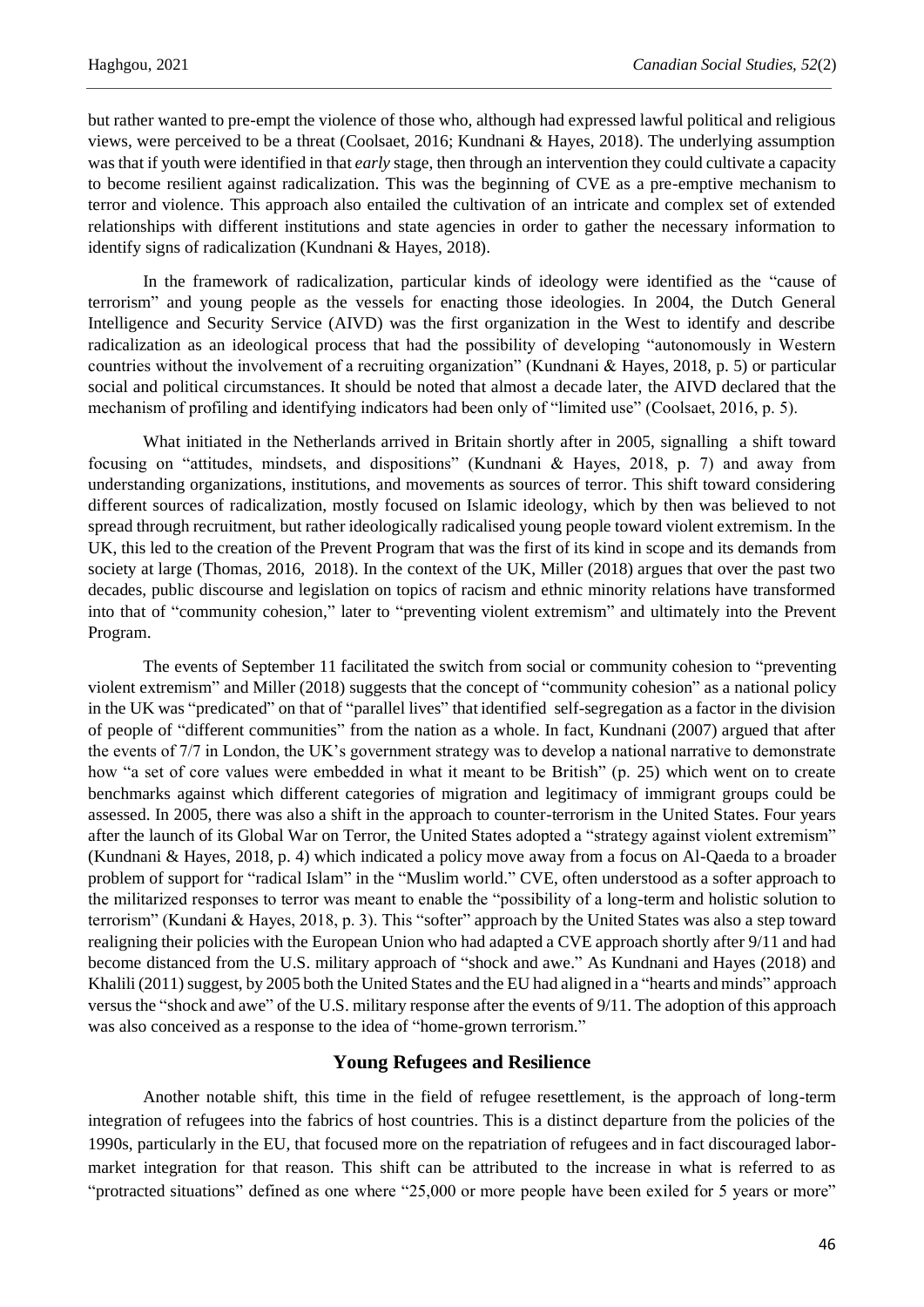but rather wanted to pre-empt the violence of those who, although had expressed lawful political and religious views, were perceived to be a threat (Coolsaet, 2016; Kundnani & Hayes, 2018). The underlying assumption was that if youth were identified in that *early* stage, then through an intervention they could cultivate a capacity to become resilient against radicalization. This was the beginning of CVE as a pre-emptive mechanism to terror and violence. This approach also entailed the cultivation of an intricate and complex set of extended relationships with different institutions and state agencies in order to gather the necessary information to identify signs of radicalization (Kundnani & Hayes, 2018).

In the framework of radicalization, particular kinds of ideology were identified as the "cause of terrorism" and young people as the vessels for enacting those ideologies. In 2004, the Dutch General Intelligence and Security Service (AIVD) was the first organization in the West to identify and describe radicalization as an ideological process that had the possibility of developing "autonomously in Western countries without the involvement of a recruiting organization" (Kundnani & Hayes, 2018, p. 5) or particular social and political circumstances. It should be noted that almost a decade later, the AIVD declared that the mechanism of profiling and identifying indicators had been only of "limited use" (Coolsaet, 2016, p. 5).

What initiated in the Netherlands arrived in Britain shortly after in 2005, signalling a shift toward focusing on "attitudes, mindsets, and dispositions" (Kundnani & Hayes, 2018, p. 7) and away from understanding organizations, institutions, and movements as sources of terror. This shift toward considering different sources of radicalization, mostly focused on Islamic ideology, which by then was believed to not spread through recruitment, but rather ideologically radicalised young people toward violent extremism. In the UK, this led to the creation of the Prevent Program that was the first of its kind in scope and its demands from society at large (Thomas, 2016, 2018). In the context of the UK, Miller (2018) argues that over the past two decades, public discourse and legislation on topics of racism and ethnic minority relations have transformed into that of "community cohesion," later to "preventing violent extremism" and ultimately into the Prevent Program.

The events of September 11 facilitated the switch from social or community cohesion to "preventing violent extremism" and Miller (2018) suggests that the concept of "community cohesion" as a national policy in the UK was "predicated" on that of "parallel lives" that identified self-segregation as a factor in the division of people of "different communities" from the nation as a whole. In fact, Kundnani (2007) argued that after the events of 7/7 in London, the UK's government strategy was to develop a national narrative to demonstrate how "a set of core values were embedded in what it meant to be British" (p. 25) which went on to create benchmarks against which different categories of migration and legitimacy of immigrant groups could be assessed. In 2005, there was also a shift in the approach to counter-terrorism in the United States. Four years after the launch of its Global War on Terror, the United States adopted a "strategy against violent extremism" (Kundnani & Hayes, 2018, p. 4) which indicated a policy move away from a focus on Al-Qaeda to a broader problem of support for "radical Islam" in the "Muslim world." CVE, often understood as a softer approach to the militarized responses to terror was meant to enable the "possibility of a long-term and holistic solution to terrorism" (Kundani & Hayes, 2018, p. 3). This "softer" approach by the United States was also a step toward realigning their policies with the European Union who had adapted a CVE approach shortly after 9/11 and had become distanced from the U.S. military approach of "shock and awe." As Kundnani and Hayes (2018) and Khalili (2011) suggest, by 2005 both the United States and the EU had aligned in a "hearts and minds" approach versus the "shock and awe" of the U.S. military response after the events of 9/11. The adoption of this approach was also conceived as a response to the idea of "home-grown terrorism."

## Young Refugees and Resilience

Another notable shift, this time in the field of refugee resettlement, is the approach of long-term integration of refugees into the fabrics of host countries. This is a distinct departure from the policies of the 1990s, particularly in the EU, that focused more on the repatriation of refugees and in fact discouraged labor-market integration for that reason. This shift can be attributed to the increase in what is referred to as "protracted situations" defined as one where "25,000 or more people have been exiled for 5 years or more"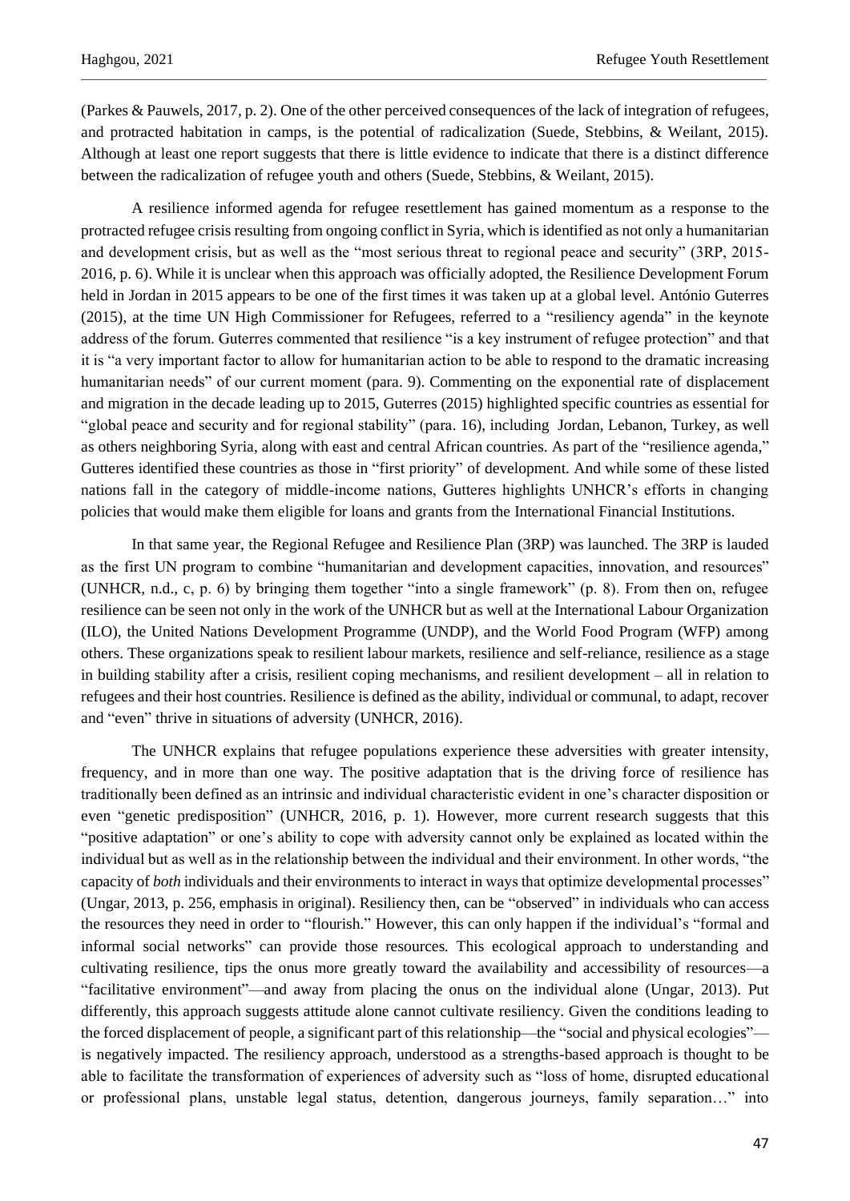(Parkes & Pauwels, 2017, p. 2). One of the other perceived consequences of the lack of integration of refugees, and protracted habitation in camps, is the potential of radicalization (Suede, Stebbins, & Weilant, 2015). Although at least one report suggests that there is little evidence to indicate that there is a distinct difference between the radicalization of refugee youth and others (Suede, Stebbins, & Weilant, 2015).

A resilience informed agenda for refugee resettlement has gained momentum as a response to the protracted refugee crisis resulting from ongoing conflict in Syria, which is identified as not only a humanitarian and development crisis, but as well as the "most serious threat to regional peace and security" (3RP, 2015-2016, p. 6). While it is unclear when this approach was officially adopted, the Resilience Development Forum held in Jordan in 2015 appears to be one of the first times it was taken up at a global level. António Guterres (2015), at the time UN High Commissioner for Refugees, referred to a "resiliency agenda" in the keynote address of the forum. Guterres commented that resilience "is a key instrument of refugee protection" and that it is "a very important factor to allow for humanitarian action to be able to respond to the dramatic increasing humanitarian needs" of our current moment (para. 9). Commenting on the exponential rate of displacement and migration in the decade leading up to 2015, Guterres (2015) highlighted specific countries as essential for "global peace and security and for regional stability" (para. 16), including Jordan, Lebanon, Turkey, as well as others neighboring Syria, along with east and central African countries. As part of the "resilience agenda," Gutteres identified these countries as those in "first priority" of development. And while some of these listed nations fall in the category of middle-income nations, Gutteres highlights UNHCR's efforts in changing policies that would make them eligible for loans and grants from the International Financial Institutions.

In that same year, the Regional Refugee and Resilience Plan (3RP) was launched. The 3RP is lauded as the first UN program to combine "humanitarian and development capacities, innovation, and resources" (UNHCR, n.d., c, p. 6) by bringing them together "into a single framework" (p. 8). From then on, refugee resilience can be seen not only in the work of the UNHCR but as well at the International Labour Organization (ILO), the United Nations Development Programme (UNDP), and the World Food Program (WFP) among others. These organizations speak to resilient labour markets, resilience and self-reliance, resilience as a stage in building stability after a crisis, resilient coping mechanisms, and resilient development – all in relation to refugees and their host countries. Resilience is defined as the ability, individual or communal, to adapt, recover and "even" thrive in situations of adversity (UNHCR, 2016).

The UNHCR explains that refugee populations experience these adversities with greater intensity, frequency, and in more than one way. The positive adaptation that is the driving force of resilience has traditionally been defined as an intrinsic and individual characteristic evident in one's character disposition or even "genetic predisposition" (UNHCR, 2016, p. 1). However, more current research suggests that this "positive adaptation" or one's ability to cope with adversity cannot only be explained as located within the individual but as well as in the relationship between the individual and their environment. In other words, "the capacity of *both* individuals and their environments to interact in ways that optimize developmental processes" (Ungar, 2013, p. 256, emphasis in original). Resiliency then, can be "observed" in individuals who can access the resources they need in order to "flourish." However, this can only happen if the individual's "formal and informal social networks" can provide those resources. This ecological approach to understanding and cultivating resilience, tips the onus more greatly toward the availability and accessibility of resources—a "facilitative environment"—and away from placing the onus on the individual alone (Ungar, 2013). Put differently, this approach suggests attitude alone cannot cultivate resiliency. Given the conditions leading to the forced displacement of people, a significant part of this relationship—the "social and physical ecologies"—is negatively impacted. The resiliency approach, understood as a strengths-based approach is thought to be able to facilitate the transformation of experiences of adversity such as "loss of home, disrupted educational or professional plans, unstable legal status, detention, dangerous journeys, family separation…" into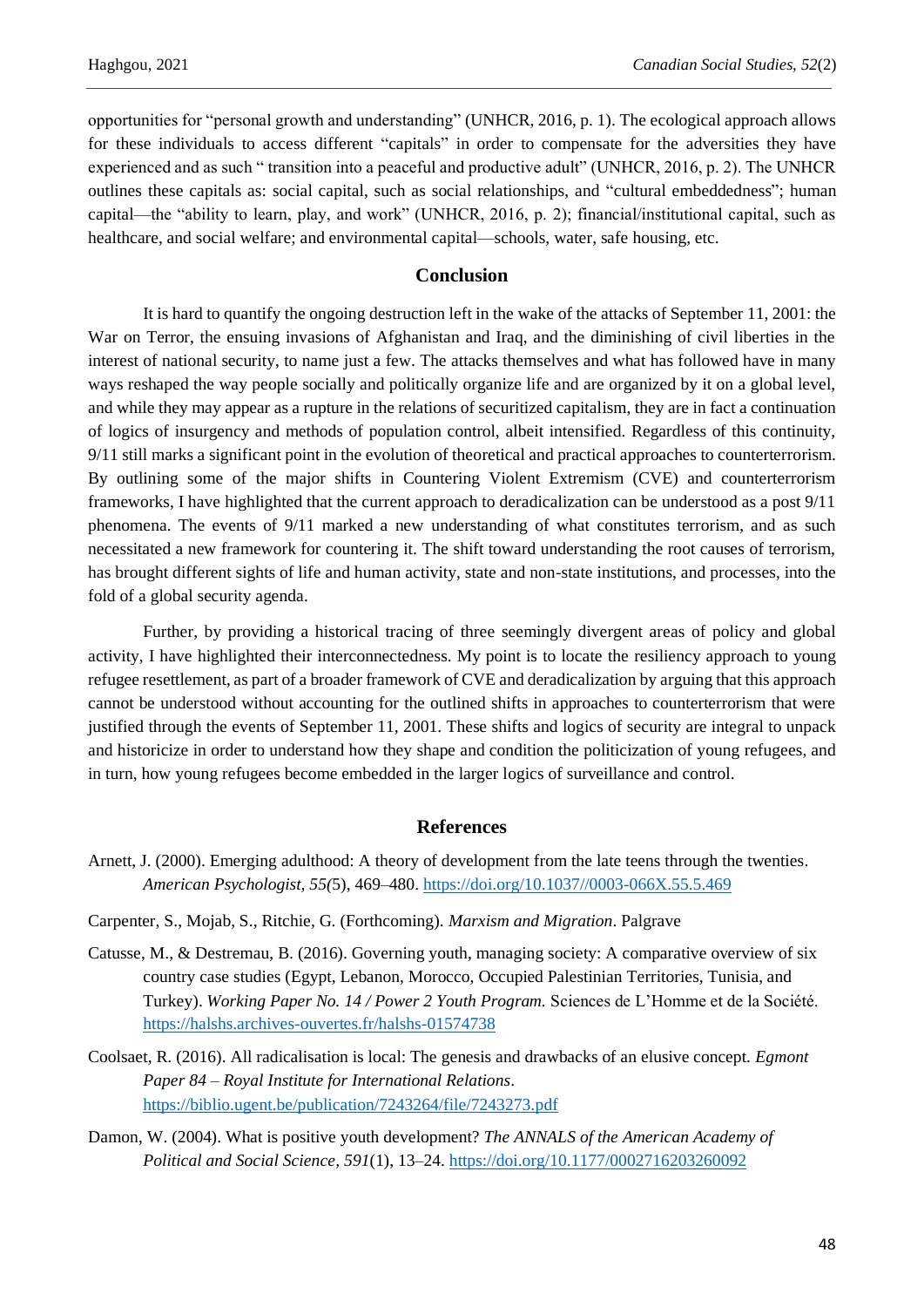opportunities for "personal growth and understanding" (UNHCR, 2016, p. 1). The ecological approach allows for these individuals to access different "capitals" in order to compensate for the adversities they have experienced and as such " transition into a peaceful and productive adult" (UNHCR, 2016, p. 2). The UNHCR outlines these capitals as: social capital, such as social relationships, and "cultural embeddedness"; human capital—the "ability to learn, play, and work" (UNHCR, 2016, p. 2); financial/institutional capital, such as healthcare, and social welfare; and environmental capital—schools, water, safe housing, etc.

## Conclusion

It is hard to quantify the ongoing destruction left in the wake of the attacks of September 11, 2001: the War on Terror, the ensuing invasions of Afghanistan and Iraq, and the diminishing of civil liberties in the interest of national security, to name just a few. The attacks themselves and what has followed have in many ways reshaped the way people socially and politically organize life and are organized by it on a global level, and while they may appear as a rupture in the relations of securitized capitalism, they are in fact a continuation of logics of insurgency and methods of population control, albeit intensified. Regardless of this continuity, 9/11 still marks a significant point in the evolution of theoretical and practical approaches to counterterrorism. By outlining some of the major shifts in Countering Violent Extremism (CVE) and counterterrorism frameworks, I have highlighted that the current approach to deradicalization can be understood as a post 9/11 phenomena. The events of 9/11 marked a new understanding of what constitutes terrorism, and as such necessitated a new framework for countering it. The shift toward understanding the root causes of terrorism, has brought different sights of life and human activity, state and non-state institutions, and processes, into the fold of a global security agenda.

Further, by providing a historical tracing of three seemingly divergent areas of policy and global activity, I have highlighted their interconnectedness. My point is to locate the resiliency approach to young refugee resettlement, as part of a broader framework of CVE and deradicalization by arguing that this approach cannot be understood without accounting for the outlined shifts in approaches to counterterrorism that were justified through the events of September 11, 2001. These shifts and logics of security are integral to unpack and historicize in order to understand how they shape and condition the politicization of young refugees, and in turn, how young refugees become embedded in the larger logics of surveillance and control.

## References

Arnett, J. (2000). Emerging adulthood: A theory of development from the late teens through the twenties. *American Psychologist, 55(*5), 469–480. https://doi.org/10.1037//0003-066X.55.5.469

Carpenter, S., Mojab, S., Ritchie, G. (Forthcoming). *Marxism and Migration*. Palgrave

Catusse, M., & Destremau, B. (2016). Governing youth, managing society: A comparative overview of six country case studies (Egypt, Lebanon, Morocco, Occupied Palestinian Territories, Tunisia, and Turkey). *Working Paper No. 14 / Power 2 Youth Program.* Sciences de L'Homme et de la Société. https://halshs.archives-ouvertes.fr/halshs-01574738

Coolsaet, R. (2016). All radicalisation is local: The genesis and drawbacks of an elusive concept. *Egmont Paper 84 – Royal Institute for International Relations*. https://biblio.ugent.be/publication/7243264/file/7243273.pdf

Damon, W. (2004). What is positive youth development? *The ANNALS of the American Academy of Political and Social Science, 591*(1), 13–24. https://doi.org/10.1177/0002716203260092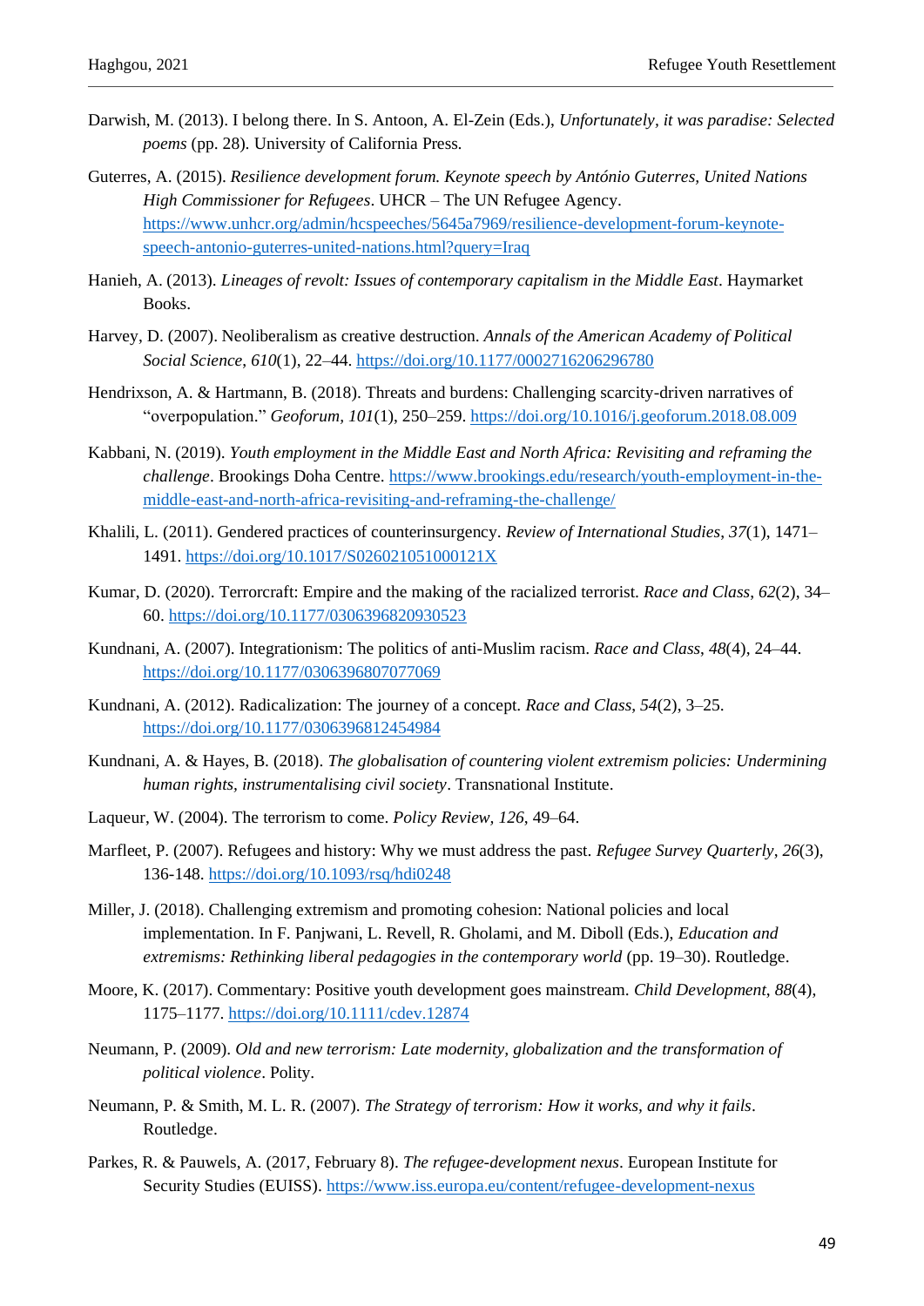Darwish, M. (2013). I belong there. In S. Antoon, A. El-Zein (Eds.), *Unfortunately, it was paradise: Selected poems* (pp. 28). University of California Press.

Guterres, A. (2015). *Resilience development forum. Keynote speech by António Guterres, United Nations High Commissioner for Refugees*. UHCR – The UN Refugee Agency. https://www.unhcr.org/admin/hcspeeches/5645a7969/resilience-development-forum-keynote-speech-antonio-guterres-united-nations.html?query=Iraq

Hanieh, A. (2013). *Lineages of revolt: Issues of contemporary capitalism in the Middle East*. Haymarket Books.

Harvey, D. (2007). Neoliberalism as creative destruction. *Annals of the American Academy of Political Social Science, 610*(1), 22–44. https://doi.org/10.1177/0002716206296780

Hendrixson, A. & Hartmann, B. (2018). Threats and burdens: Challenging scarcity-driven narratives of "overpopulation." *Geoforum, 101*(1), 250–259. https://doi.org/10.1016/j.geoforum.2018.08.009

Kabbani, N. (2019). *Youth employment in the Middle East and North Africa: Revisiting and reframing the challenge*. Brookings Doha Centre. https://www.brookings.edu/research/youth-employment-in-the-middle-east-and-north-africa-revisiting-and-reframing-the-challenge/

Khalili, L. (2011). Gendered practices of counterinsurgency. *Review of International Studies, 37*(1), 1471–1491. https://doi.org/10.1017/S026021051000121X

Kumar, D. (2020). Terrorcraft: Empire and the making of the racialized terrorist. *Race and Class, 62*(2), 34–60. https://doi.org/10.1177/0306396820930523

Kundnani, A. (2007). Integrationism: The politics of anti-Muslim racism. *Race and Class, 48*(4), 24–44. https://doi.org/10.1177/0306396807077069

Kundnani, A. (2012). Radicalization: The journey of a concept. *Race and Class, 54*(2), 3–25. https://doi.org/10.1177/0306396812454984

Kundnani, A. & Hayes, B. (2018). *The globalisation of countering violent extremism policies: Undermining human rights, instrumentalising civil society*. Transnational Institute.

Laqueur, W. (2004). The terrorism to come. *Policy Review, 126*, 49–64.

Marfleet, P. (2007). Refugees and history: Why we must address the past. *Refugee Survey Quarterly, 26*(3), 136-148. https://doi.org/10.1093/rsq/hdi0248

Miller, J. (2018). Challenging extremism and promoting cohesion: National policies and local implementation. In F. Panjwani, L. Revell, R. Gholami, and M. Diboll (Eds.), *Education and extremisms: Rethinking liberal pedagogies in the contemporary world* (pp. 19–30). Routledge.

Moore, K. (2017). Commentary: Positive youth development goes mainstream. *Child Development, 88*(4), 1175–1177. https://doi.org/10.1111/cdev.12874

Neumann, P. (2009). *Old and new terrorism: Late modernity, globalization and the transformation of political violence*. Polity.

Neumann, P. & Smith, M. L. R. (2007). *The Strategy of terrorism: How it works, and why it fails*. Routledge.

Parkes, R. & Pauwels, A. (2017, February 8). *The refugee-development nexus*. European Institute for Security Studies (EUISS). https://www.iss.europa.eu/content/refugee-development-nexus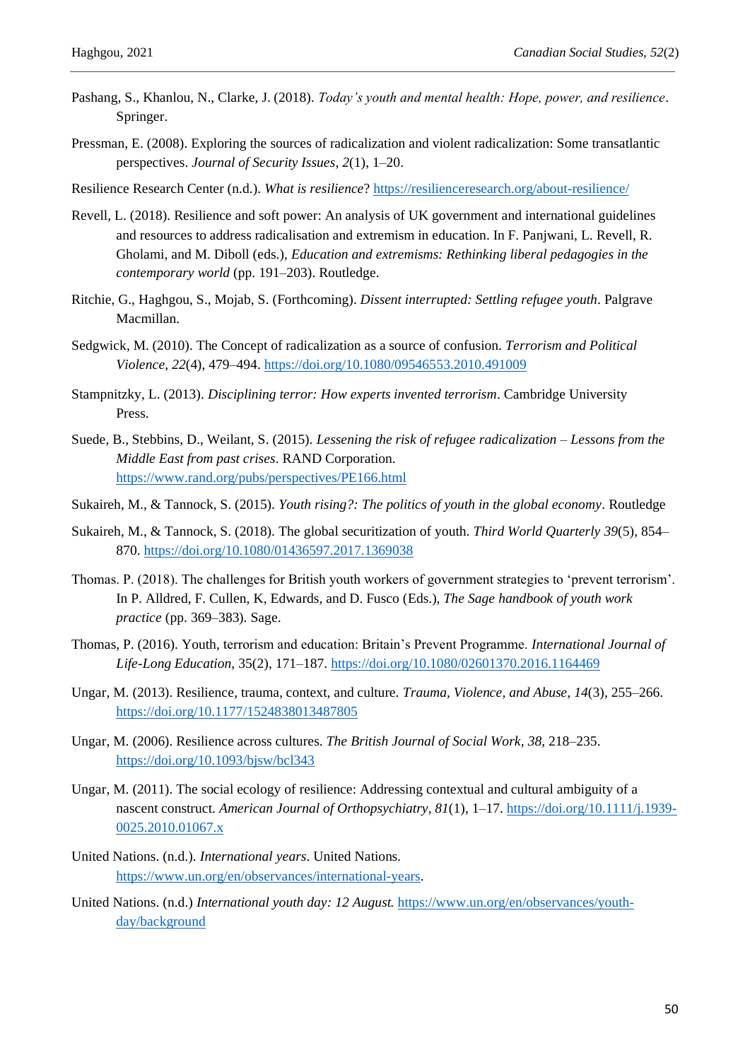Pashang, S., Khanlou, N., Clarke, J. (2018). *Today's youth and mental health: Hope, power, and resilience*. Springer.

Pressman, E. (2008). Exploring the sources of radicalization and violent radicalization: Some transatlantic perspectives. *Journal of Security Issues*, *2*(1), 1–20.

Resilience Research Center (n.d.). *What is resilience*? https://resilienceresearch.org/about-resilience/

Revell, L. (2018). Resilience and soft power: An analysis of UK government and international guidelines and resources to address radicalisation and extremism in education. In F. Panjwani, L. Revell, R. Gholami, and M. Diboll (eds.), *Education and extremisms: Rethinking liberal pedagogies in the contemporary world* (pp. 191–203). Routledge.

Ritchie, G., Haghgou, S., Mojab, S. (Forthcoming). *Dissent interrupted: Settling refugee youth*. Palgrave Macmillan.

Sedgwick, M. (2010). The Concept of radicalization as a source of confusion. *Terrorism and Political Violence*, *22*(4), 479–494. https://doi.org/10.1080/09546553.2010.491009

Stampnitzky, L. (2013). *Disciplining terror: How experts invented terrorism*. Cambridge University Press.

Suede, B., Stebbins, D., Weilant, S. (2015). *Lessening the risk of refugee radicalization – Lessons from the Middle East from past crises*. RAND Corporation. https://www.rand.org/pubs/perspectives/PE166.html

Sukaireh, M., & Tannock, S. (2015). *Youth rising?: The politics of youth in the global economy*. Routledge

Sukaireh, M., & Tannock, S. (2018). The global securitization of youth. *Third World Quarterly 39*(5), 854–870. https://doi.org/10.1080/01436597.2017.1369038

Thomas. P. (2018). The challenges for British youth workers of government strategies to 'prevent terrorism'. In P. Alldred, F. Cullen, K, Edwards, and D. Fusco (Eds.), *The Sage handbook of youth work practice* (pp. 369–383). Sage.

Thomas, P. (2016). Youth, terrorism and education: Britain's Prevent Programme. *International Journal of Life-Long Education*, 35(2), 171–187. https://doi.org/10.1080/02601370.2016.1164469

Ungar, M. (2013). Resilience, trauma, context, and culture. *Trauma, Violence, and Abuse*, *14*(3), 255–266. https://doi.org/10.1177/1524838013487805

Ungar, M. (2006). Resilience across cultures. *The British Journal of Social Work*, *38*, 218–235. https://doi.org/10.1093/bjsw/bcl343

Ungar, M. (2011). The social ecology of resilience: Addressing contextual and cultural ambiguity of a nascent construct. *American Journal of Orthopsychiatry*, *81*(1), 1–17. https://doi.org/10.1111/j.1939-0025.2010.01067.x

United Nations. (n.d.). *International years*. United Nations. https://www.un.org/en/observances/international-years.

United Nations. (n.d.) *International youth day: 12 August.* https://www.un.org/en/observances/youth-day/background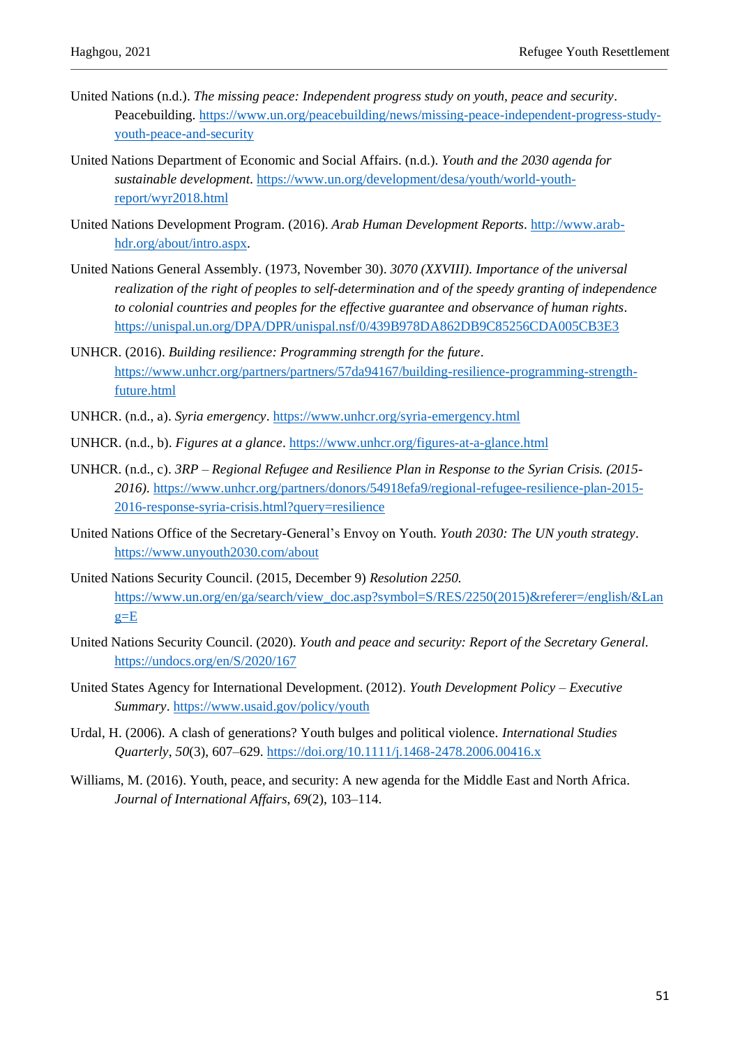United Nations (n.d.). *The missing peace: Independent progress study on youth, peace and security*. Peacebuilding. https://www.un.org/peacebuilding/news/missing-peace-independent-progress-study-youth-peace-and-security

United Nations Department of Economic and Social Affairs. (n.d.). *Youth and the 2030 agenda for sustainable development*. https://www.un.org/development/desa/youth/world-youth-report/wyr2018.html

United Nations Development Program. (2016). *Arab Human Development Reports*. http://www.arab-hdr.org/about/intro.aspx.

United Nations General Assembly. (1973, November 30). *3070 (XXVIII). Importance of the universal realization of the right of peoples to self-determination and of the speedy granting of independence to colonial countries and peoples for the effective guarantee and observance of human rights*. https://unispal.un.org/DPA/DPR/unispal.nsf/0/439B978DA862DB9C85256CDA005CB3E3

UNHCR. (2016). *Building resilience: Programming strength for the future*. https://www.unhcr.org/partners/partners/57da94167/building-resilience-programming-strength-future.html

UNHCR. (n.d., a). *Syria emergency*. https://www.unhcr.org/syria-emergency.html

UNHCR. (n.d., b). *Figures at a glance*. https://www.unhcr.org/figures-at-a-glance.html

UNHCR. (n.d., c). *3RP – Regional Refugee and Resilience Plan in Response to the Syrian Crisis. (2015-2016).* https://www.unhcr.org/partners/donors/54918efa9/regional-refugee-resilience-plan-2015-2016-response-syria-crisis.html?query=resilience

United Nations Office of the Secretary-General's Envoy on Youth. *Youth 2030: The UN youth strategy*. https://www.unyouth2030.com/about

United Nations Security Council. (2015, December 9) *Resolution 2250.* https://www.un.org/en/ga/search/view_doc.asp?symbol=S/RES/2250(2015)&referer=/english/&Lang=E

United Nations Security Council. (2020). *Youth and peace and security: Report of the Secretary General*. https://undocs.org/en/S/2020/167

United States Agency for International Development. (2012). *Youth Development Policy – Executive Summary*. https://www.usaid.gov/policy/youth

Urdal, H. (2006). A clash of generations? Youth bulges and political violence. *International Studies Quarterly*, *50*(3), 607–629. https://doi.org/10.1111/j.1468-2478.2006.00416.x

Williams, M. (2016). Youth, peace, and security: A new agenda for the Middle East and North Africa. *Journal of International Affairs*, *69*(2), 103–114.